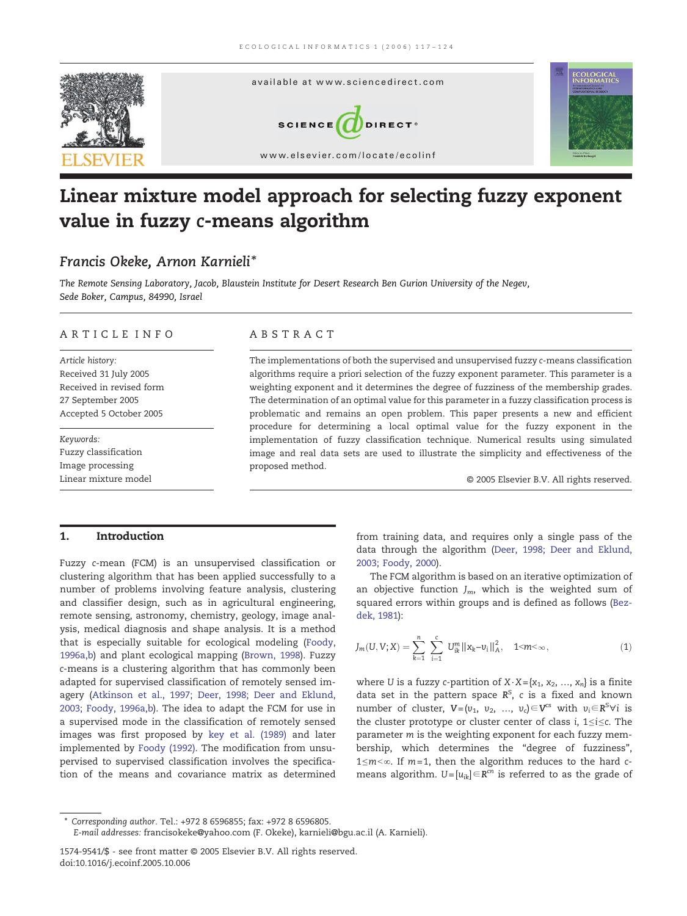# Linear mixture model approach for selecting fuzzy exponent value in fuzzy *c*-means algorithm

*Francis Okeke, Arnon Karnieli**

*The Remote Sensing Laboratory, Jacob, Blaustein Institute for Desert Research Ben Gurion University of the Negev, Sede Boker, Campus, 84990, Israel*

## ARTICLE INFO

*Article history:*
Received 31 July 2005
Received in revised form 27 September 2005
Accepted 5 October 2005

*Keywords:*
Fuzzy classification
Image processing
Linear mixture model

## ABSTRACT

The implementations of both the supervised and unsupervised fuzzy *c*-means classification algorithms require a priori selection of the fuzzy exponent parameter. This parameter is a weighting exponent and it determines the degree of fuzziness of the membership grades. The determination of an optimal value for this parameter in a fuzzy classification process is problematic and remains an open problem. This paper presents a new and efficient procedure for determining a local optimal value for the fuzzy exponent in the implementation of fuzzy classification technique. Numerical results using simulated image and real data sets are used to illustrate the simplicity and effectiveness of the proposed method.

© 2005 Elsevier B.V. All rights reserved.

## 1. Introduction

Fuzzy *c*-mean (FCM) is an unsupervised classification or clustering algorithm that has been applied successfully to a number of problems involving feature analysis, clustering and classifier design, such as in agricultural engineering, remote sensing, astronomy, chemistry, geology, image analysis, medical diagnosis and shape analysis. It is a method that is especially suitable for ecological modeling (Foody, 1996a,b) and plant ecological mapping (Brown, 1998). Fuzzy *c*-means is a clustering algorithm that has commonly been adapted for supervised classification of remotely sensed imagery (Atkinson et al., 1997; Deer, 1998; Deer and Eklund, 2003; Foody, 1996a,b). The idea to adapt the FCM for use in a supervised mode in the classification of remotely sensed images was first proposed by key et al. (1989) and later implemented by Foody (1992). The modification from unsupervised to supervised classification involves the specification of the means and covariance matrix as determined from training data, and requires only a single pass of the data through the algorithm (Deer, 1998; Deer and Eklund, 2003; Foody, 2000).

The FCM algorithm is based on an iterative optimization of an objective function $J_m$, which is the weighted sum of squared errors within groups and is defined as follows (Bezdek, 1981):

$$J_m(U, V; X) = \sum_{k=1}^{n} \sum_{i=1}^{c} U_{ik}^{m} \|x_k - v_i\|_A^2, \quad 1 < m < \infty, \tag{1}$$

where $U$ is a fuzzy $c$-partition of $X \cdot X = \{x_1, x_2, \ldots, x_n\}$ is a finite data set in the pattern space $\mathbf{R}^S$, $c$ is a fixed and known number of cluster, $\mathbf{V} = (v_1, v_2, \ldots, v_c) \in \mathbf{V}^{cs}$ with $v_i \in \mathbf{R}^S \forall i$ is the cluster prototype or cluster center of class $i$, $1 \le i \le c$. The parameter $m$ is the weighting exponent for each fuzzy membership, which determines the "degree of fuzziness", $1 \le m < \infty$. If $m = 1$, then the algorithm reduces to the hard $c$-means algorithm. $U = [u_{ik}] \in \mathbf{R}^{cn}$ is referred to as the grade of

\* *Corresponding author.* Tel.: +972 8 6596855; fax: +972 8 6596805.
*E-mail addresses:* francisokeke@yahoo.com (F. Okeke), karnieli@bgu.ac.il (A. Karnieli).

1574-9541/$ - see front matter © 2005 Elsevier B.V. All rights reserved.
doi:10.1016/j.ecoinf.2005.10.006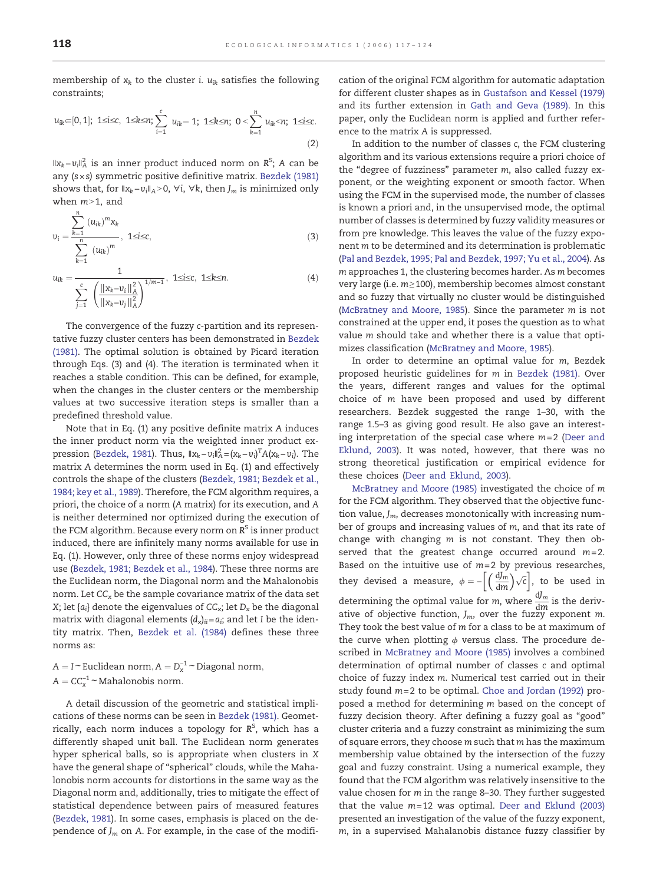membership of $x_k$ to the cluster $i$. $u_{ik}$ satisfies the following constraints;

$$u_{ik} \in [0,1];\ 1 \le i \le c,\ 1 \le k \le n;\ \sum_{i=1}^{c} u_{ik} = 1;\ 1 \le k \le n;\ 0 < \sum_{k=1}^{n} u_{ik} < n;\ 1 \le i \le c. \tag{2}$$

$\|x_k - v_i\|_A^2$ is an inner product induced norm on $R^S$; $A$ can be any $(s \times s)$ symmetric positive definitive matrix. Bezdek (1981) shows that, for $\|x_k - v_i\|_A > 0$, $\forall i$, $\forall k$, then $J_m$ is minimized only when $m > 1$, and

$$v_i = \frac{\sum_{k=1}^{n} (u_{ik})^m x_k}{\sum_{k=1}^{n} (u_{ik})^m},\ 1 \le i \le c, \tag{3}$$

$$u_{ik} = \frac{1}{\sum_{j=1}^{c} \left( \frac{\|x_k - v_i\|_A^2}{\|x_k - v_j\|_A^2} \right)^{1/m-1}},\ 1 \le i \le c,\ 1 \le k \le n. \tag{4}$$

The convergence of the fuzzy $c$-partition and its representative fuzzy cluster centers has been demonstrated in Bezdek (1981). The optimal solution is obtained by Picard iteration through Eqs. (3) and (4). The iteration is terminated when it reaches a stable condition. This can be defined, for example, when the changes in the cluster centers or the membership values at two successive iteration steps is smaller than a predefined threshold value.

Note that in Eq. (1) any positive definite matrix $A$ induces the inner product norm via the weighted inner product expression (Bezdek, 1981). Thus, $\|x_k - v_i\|_A^2 = (x_k - v_i)^T A (x_k - v_i)$. The matrix A determines the norm used in Eq. (1) and effectively controls the shape of the clusters (Bezdek, 1981; Bezdek et al., 1984; key et al., 1989). Therefore, the FCM algorithm requires, a priori, the choice of a norm ($A$ matrix) for its execution, and $A$ is neither determined nor optimized during the execution of the FCM algorithm. Because every norm on $R^S$ is inner product induced, there are infinitely many norms available for use in Eq. (1). However, only three of these norms enjoy widespread use (Bezdek, 1981; Bezdek et al., 1984). These three norms are the Euclidean norm, the Diagonal norm and the Mahalonobis norm. Let $CC_x$ be the sample covariance matrix of the data set $X$; let $\{a_i\}$ denote the eigenvalues of $CC_x$; let $D_x$ be the diagonal matrix with diagonal elements $(d_x)_{ii} = a_i$; and let $I$ be the identity matrix. Then, Bezdek et al. (1984) defines these three norms as:

$$A = I \sim \text{Euclidean norm}, A = D_x^{-1} \sim \text{Diagonal norm},$$
$$A = CC_x^{-1} \sim \text{Mahalonobis norm}.$$

A detail discussion of the geometric and statistical implications of these norms can be seen in Bezdek (1981). Geometrically, each norm induces a topology for $R^S$, which has a differently shaped unit ball. The Euclidean norm generates hyper spherical balls, so is appropriate when clusters in $X$ have the general shape of "spherical" clouds, while the Mahalonobis norm accounts for distortions in the same way as the Diagonal norm and, additionally, tries to mitigate the effect of statistical dependence between pairs of measured features (Bezdek, 1981). In some cases, emphasis is placed on the dependence of $J_m$ on $A$. For example, in the case of the modification of the original FCM algorithm for automatic adaptation for different cluster shapes as in Gustafson and Kessel (1979) and its further extension in Gath and Geva (1989). In this paper, only the Euclidean norm is applied and further reference to the matrix $A$ is suppressed.

In addition to the number of classes $c$, the FCM clustering algorithm and its various extensions require a priori choice of the "degree of fuzziness" parameter $m$, also called fuzzy exponent, or the weighting exponent or smooth factor. When using the FCM in the supervised mode, the number of classes is known a priori and, in the unsupervised mode, the optimal number of classes is determined by fuzzy validity measures or from pre knowledge. This leaves the value of the fuzzy exponent $m$ to be determined and its determination is problematic (Pal and Bezdek, 1995; Pal and Bezdek, 1997; Yu et al., 2004). As $m$ approaches 1, the clustering becomes harder. As $m$ becomes very large (i.e. $m \ge 100$), membership becomes almost constant and so fuzzy that virtually no cluster would be distinguished (McBratney and Moore, 1985). Since the parameter $m$ is not constrained at the upper end, it poses the question as to what value $m$ should take and whether there is a value that optimizes classification (McBratney and Moore, 1985).

In order to determine an optimal value for $m$, Bezdek proposed heuristic guidelines for $m$ in Bezdek (1981). Over the years, different ranges and values for the optimal choice of $m$ have been proposed and used by different researchers. Bezdek suggested the range 1–30, with the range 1.5–3 as giving good result. He also gave an interesting interpretation of the special case where $m = 2$ (Deer and Eklund, 2003). It was noted, however, that there was no strong theoretical justification or empirical evidence for these choices (Deer and Eklund, 2003).

McBratney and Moore (1985) investigated the choice of $m$ for the FCM algorithm. They observed that the objective function value, $J_m$, decreases monotonically with increasing number of groups and increasing values of $m$, and that its rate of change with changing $m$ is not constant. They then observed that the greatest change occurred around $m = 2$. Based on the intuitive use of $m = 2$ by previous researches, they devised a measure, $\phi = -\left[ \left( \frac{dJ_m}{dm} \right) \sqrt{c} \right]$, to be used in determining the optimal value for $m$, where $\frac{dJ_m}{dm}$ is the derivative of objective function, $J_m$, over the fuzzy exponent $m$. They took the best value of $m$ for a class to be at maximum of the curve when plotting $\phi$ versus class. The procedure described in McBratney and Moore (1985) involves a combined determination of optimal number of classes $c$ and optimal choice of fuzzy index $m$. Numerical test carried out in their study found $m = 2$ to be optimal. Choe and Jordan (1992) proposed a method for determining $m$ based on the concept of fuzzy decision theory. After defining a fuzzy goal as "good" cluster criteria and a fuzzy constraint as minimizing the sum of square errors, they choose $m$ such that $m$ has the maximum membership value obtained by the intersection of the fuzzy goal and fuzzy constraint. Using a numerical example, they found that the FCM algorithm was relatively insensitive to the value chosen for $m$ in the range 8–30. They further suggested that the value $m = 12$ was optimal. Deer and Eklund (2003) presented an investigation of the value of the fuzzy exponent, $m$, in a supervised Mahalanobis distance fuzzy classifier by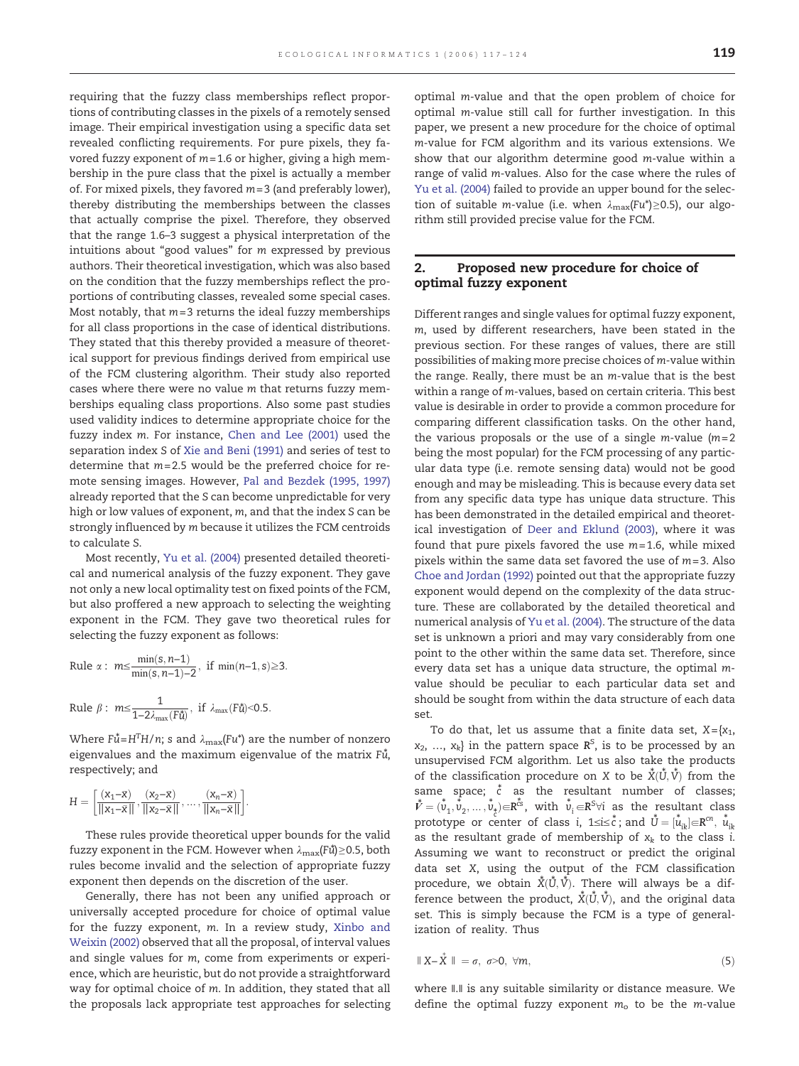requiring that the fuzzy class memberships reflect proportions of contributing classes in the pixels of a remotely sensed image. Their empirical investigation using a specific data set revealed conflicting requirements. For pure pixels, they favored fuzzy exponent of $m=1.6$ or higher, giving a high membership in the pure class that the pixel is actually a member of. For mixed pixels, they favored $m=3$ (and preferably lower), thereby distributing the memberships between the classes that actually comprise the pixel. Therefore, they observed that the range 1.6–3 suggest a physical interpretation of the intuitions about "good values" for $m$ expressed by previous authors. Their theoretical investigation, which was also based on the condition that the fuzzy memberships reflect the proportions of contributing classes, revealed some special cases. Most notably, that $m=3$ returns the ideal fuzzy memberships for all class proportions in the case of identical distributions. They stated that this thereby provided a measure of theoretical support for previous findings derived from empirical use of the FCM clustering algorithm. Their study also reported cases where there were no value $m$ that returns fuzzy memberships equaling class proportions. Also some past studies used validity indices to determine appropriate choice for the fuzzy index $m$. For instance, Chen and Lee (2001) used the separation index S of Xie and Beni (1991) and series of test to determine that $m=2.5$ would be the preferred choice for remote sensing images. However, Pal and Bezdek (1995, 1997) already reported that the S can become unpredictable for very high or low values of exponent, $m$, and that the index S can be strongly influenced by $m$ because it utilizes the FCM centroids to calculate S.

Most recently, Yu et al. (2004) presented detailed theoretical and numerical analysis of the fuzzy exponent. They gave not only a new local optimality test on fixed points of the FCM, but also proffered a new approach to selecting the weighting exponent in the FCM. They gave two theoretical rules for selecting the fuzzy exponent as follows:

$$\text{Rule } \alpha: \; m \le \frac{\min(s, n-1)}{\min(s, n-1)-2}, \; \text{if } \min(n-1, s) \ge 3.$$

$$\text{Rule } \beta: \; m \le \frac{1}{1-2\lambda_{\max}(F\overset{*}{u})}, \; \text{if } \lambda_{\max}(F\overset{*}{u}) < 0.5.$$

Where $F\overset{*}{u}=H^{T}H/n$; $s$ and $\lambda_{\max}(Fu^{*})$ are the number of nonzero eigenvalues and the maximum eigenvalue of the matrix $F\overset{*}{u}$, respectively; and

$$H = \left[\frac{(x_1-\bar{x})}{\|x_1-\bar{x}\|}, \frac{(x_2-\bar{x})}{\|x_2-\bar{x}\|}, \ldots, \frac{(x_n-\bar{x})}{\|x_n-\bar{x}\|}\right].$$

These rules provide theoretical upper bounds for the valid fuzzy exponent in the FCM. However when $\lambda_{\max}(F\overset{*}{u}) \ge 0.5$, both rules become invalid and the selection of appropriate fuzzy exponent then depends on the discretion of the user.

Generally, there has not been any unified approach or universally accepted procedure for choice of optimal value for the fuzzy exponent, $m$. In a review study, Xinbo and Weixin (2002) observed that all the proposal, of interval values and single values for $m$, come from experiments or experience, which are heuristic, but do not provide a straightforward way for optimal choice of $m$. In addition, they stated that all the proposals lack appropriate test approaches for selecting optimal $m$-value and that the open problem of choice for optimal $m$-value still call for further investigation. In this paper, we present a new procedure for the choice of optimal $m$-value for FCM algorithm and its various extensions. We show that our algorithm determine good $m$-value within a range of valid $m$-values. Also for the case where the rules of Yu et al. (2004) failed to provide an upper bound for the selection of suitable $m$-value (i.e. when $\lambda_{\max}(Fu^{*}) \ge 0.5$), our algorithm still provided precise value for the FCM.

## 2. Proposed new procedure for choice of optimal fuzzy exponent

Different ranges and single values for optimal fuzzy exponent, $m$, used by different researchers, have been stated in the previous section. For these ranges of values, there are still possibilities of making more precise choices of $m$-value within the range. Really, there must be an $m$-value that is the best within a range of $m$-values, based on certain criteria. This best value is desirable in order to provide a common procedure for comparing different classification tasks. On the other hand, the various proposals or the use of a single $m$-value ($m=2$ being the most popular) for the FCM processing of any particular data type (i.e. remote sensing data) would not be good enough and may be misleading. This is because every data set from any specific data type has unique data structure. This has been demonstrated in the detailed empirical and theoretical investigation of Deer and Eklund (2003), where it was found that pure pixels favored the use $m=1.6$, while mixed pixels within the same data set favored the use of $m=3$. Also Choe and Jordan (1992) pointed out that the appropriate fuzzy exponent would depend on the complexity of the data structure. These are collaborated by the detailed theoretical and numerical analysis of Yu et al. (2004). The structure of the data set is unknown a priori and may vary considerably from one point to the other within the same data set. Therefore, since every data set has a unique data structure, the optimal $m$-value should be peculiar to each particular data set and should be sought from within the data structure of each data set.

To do that, let us assume that a finite data set, $X=\{x_1, x_2, \ldots, x_k\}$ in the pattern space $\mathbf{R}^{S}$, is to be processed by an unsupervised FCM algorithm. Let us also take the products of the classification procedure on $X$ to be $\overset{*}{X}(\overset{*}{U}, \overset{*}{V})$ from the same space; $\overset{*}{c}$ as the resultant number of classes; $\overset{*}{V}=(\overset{*}{v}_1, \overset{*}{v}_2, \ldots, \overset{*}{v}_{\overset{*}{c}}) \in \mathbf{R}^{\overset{*}{c}S}$, with $\overset{*}{v}_i \in \mathbf{R}^{S} \forall i$ as the resultant class prototype or center of class $i$, $1 \le i \le \overset{*}{c}$; and $\overset{*}{U}=[\overset{*}{u}_{ik}] \in \mathbf{R}^{cn}$, $\overset{*}{u}_{ik}$ as the resultant grade of membership of $x_k$ to the class $i$. Assuming we want to reconstruct or predict the original data set $X$, using the output of the FCM classification procedure, we obtain $\overset{*}{X}(\overset{*}{U}, \overset{*}{V})$. There will always be a difference between the product, $\overset{*}{X}(\overset{*}{U}, \overset{*}{V})$, and the original data set. This is simply because the FCM is a type of generalization of reality. Thus

$$\| X - \overset{*}{X} \| = \sigma, \; \sigma > 0, \; \forall m, \tag{5}$$

where $\|.\|$ is any suitable similarity or distance measure. We define the optimal fuzzy exponent $m_o$ to be the $m$-value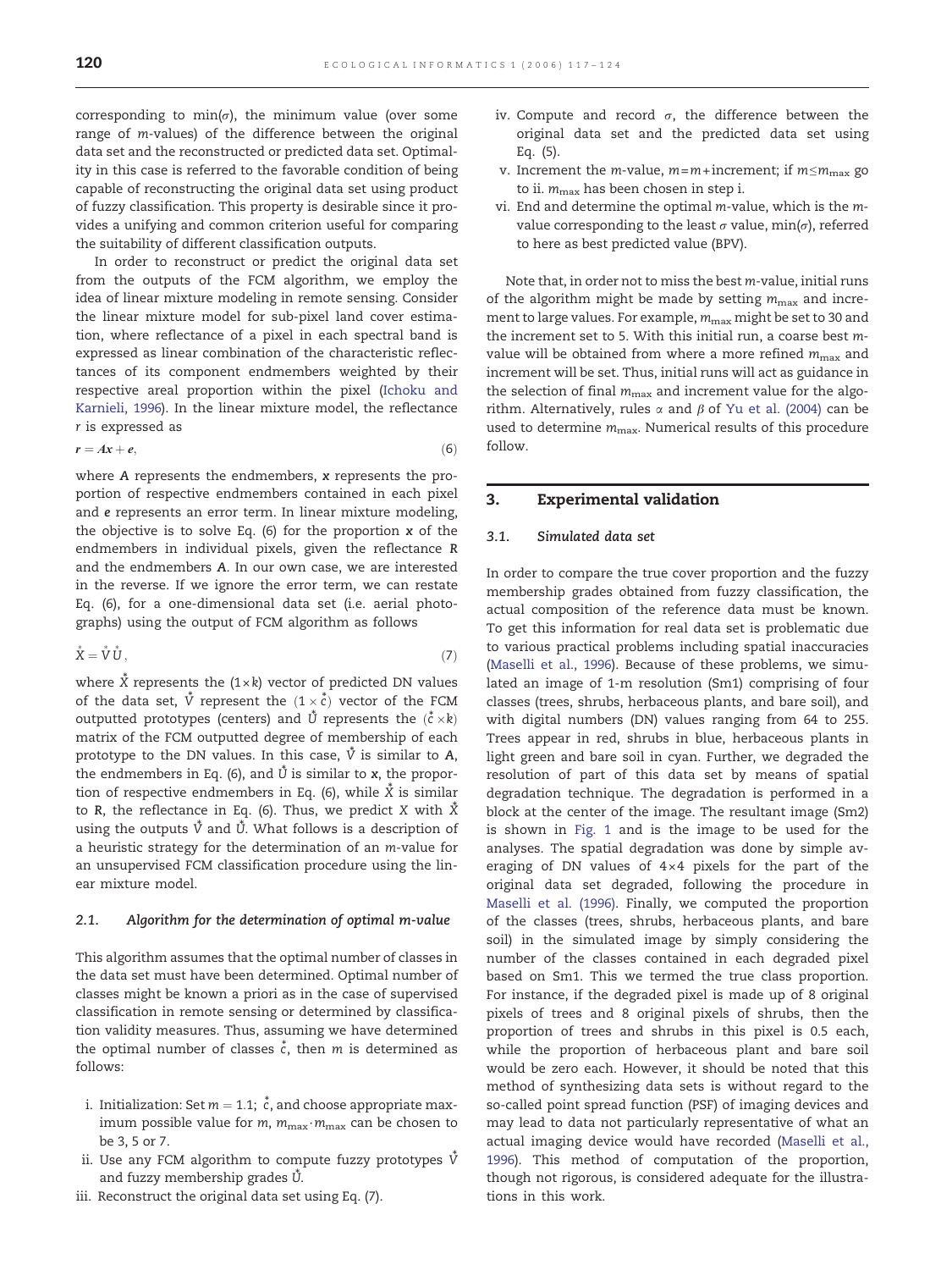corresponding to min($\sigma$), the minimum value (over some range of $m$-values) of the difference between the original data set and the reconstructed or predicted data set. Optimality in this case is referred to the favorable condition of being capable of reconstructing the original data set using product of fuzzy classification. This property is desirable since it provides a unifying and common criterion useful for comparing the suitability of different classification outputs.

In order to reconstruct or predict the original data set from the outputs of the FCM algorithm, we employ the idea of linear mixture modeling in remote sensing. Consider the linear mixture model for sub-pixel land cover estimation, where reflectance of a pixel in each spectral band is expressed as linear combination of the characteristic reflectances of its component endmembers weighted by their respective areal proportion within the pixel (Ichoku and Karnieli, 1996). In the linear mixture model, the reflectance $r$ is expressed as

$$\boldsymbol{r} = \boldsymbol{A}\boldsymbol{x} + \boldsymbol{e}, \tag{6}$$

where $\boldsymbol{A}$ represents the endmembers, $\boldsymbol{x}$ represents the proportion of respective endmembers contained in each pixel and $\boldsymbol{e}$ represents an error term. In linear mixture modeling, the objective is to solve Eq. (6) for the proportion $\boldsymbol{x}$ of the endmembers in individual pixels, given the reflectance $\boldsymbol{R}$ and the endmembers $\boldsymbol{A}$. In our own case, we are interested in the reverse. If we ignore the error term, we can restate Eq. (6), for a one-dimensional data set (i.e. aerial photographs) using the output of FCM algorithm as follows

$$\overset{*}{X} = \overset{*}{V}\overset{*}{U}, \tag{7}$$

where $\overset{*}{X}$ represents the $(1 \times k)$ vector of predicted DN values of the data set, $\overset{*}{V}$ represent the $(1 \times \overset{*}{c})$ vector of the FCM outputted prototypes (centers) and $\overset{*}{U}$ represents the $(\overset{*}{c} \times k)$ matrix of the FCM outputted degree of membership of each prototype to the DN values. In this case, $\overset{*}{V}$ is similar to $\boldsymbol{A}$, the endmembers in Eq. (6), and $\overset{*}{U}$ is similar to $\boldsymbol{x}$, the proportion of respective endmembers in Eq. (6), while $\overset{*}{X}$ is similar to $\boldsymbol{R}$, the reflectance in Eq. (6). Thus, we predict $X$ with $\overset{*}{X}$ using the outputs $\overset{*}{V}$ and $\overset{*}{U}$. What follows is a description of a heuristic strategy for the determination of an $m$-value for an unsupervised FCM classification procedure using the linear mixture model.

### 2.1. Algorithm for the determination of optimal *m*-value

This algorithm assumes that the optimal number of classes in the data set must have been determined. Optimal number of classes might be known a priori as in the case of supervised classification in remote sensing or determined by classification validity measures. Thus, assuming we have determined the optimal number of classes $\overset{*}{c}$, then $m$ is determined as follows:

i. Initialization: Set $m = 1.1$; $\overset{*}{c}$, and choose appropriate maximum possible value for $m$, $m_{\max} \cdot m_{\max}$ can be chosen to be 3, 5 or 7.
ii. Use any FCM algorithm to compute fuzzy prototypes $\overset{*}{V}$ and fuzzy membership grades $\overset{*}{U}$.
iii. Reconstruct the original data set using Eq. (7).
iv. Compute and record $\sigma$, the difference between the original data set and the predicted data set using Eq. (5).
v. Increment the $m$-value, $m = m + \text{increment}$; if $m \leq m_{\max}$ go to ii. $m_{\max}$ has been chosen in step i.
vi. End and determine the optimal $m$-value, which is the $m$-value corresponding to the least $\sigma$ value, min($\sigma$), referred to here as best predicted value (BPV).

Note that, in order not to miss the best $m$-value, initial runs of the algorithm might be made by setting $m_{\max}$ and increment to large values. For example, $m_{\max}$ might be set to 30 and the increment set to 5. With this initial run, a coarse best $m$-value will be obtained from where a more refined $m_{\max}$ and increment will be set. Thus, initial runs will act as guidance in the selection of final $m_{\max}$ and increment value for the algorithm. Alternatively, rules $\alpha$ and $\beta$ of Yu et al. (2004) can be used to determine $m_{\max}$. Numerical results of this procedure follow.

## 3. Experimental validation

### 3.1. Simulated data set

In order to compare the true cover proportion and the fuzzy membership grades obtained from fuzzy classification, the actual composition of the reference data must be known. To get this information for real data set is problematic due to various practical problems including spatial inaccuracies (Maselli et al., 1996). Because of these problems, we simulated an image of 1-m resolution (Sm1) comprising of four classes (trees, shrubs, herbaceous plants, and bare soil), and with digital numbers (DN) values ranging from 64 to 255. Trees appear in red, shrubs in blue, herbaceous plants in light green and bare soil in cyan. Further, we degraded the resolution of part of this data set by means of spatial degradation technique. The degradation is performed in a block at the center of the image. The resultant image (Sm2) is shown in Fig. 1 and is the image to be used for the analyses. The spatial degradation was done by simple averaging of DN values of 4×4 pixels for the part of the original data set degraded, following the procedure in Maselli et al. (1996). Finally, we computed the proportion of the classes (trees, shrubs, herbaceous plants, and bare soil) in the simulated image by simply considering the number of the classes contained in each degraded pixel based on Sm1. This we termed the true class proportion. For instance, if the degraded pixel is made up of 8 original pixels of trees and 8 original pixels of shrubs, then the proportion of trees and shrubs in this pixel is 0.5 each, while the proportion of herbaceous plant and bare soil would be zero each. However, it should be noted that this method of synthesizing data sets is without regard to the so-called point spread function (PSF) of imaging devices and may lead to data not particularly representative of what an actual imaging device would have recorded (Maselli et al., 1996). This method of computation of the proportion, though not rigorous, is considered adequate for the illustrations in this work.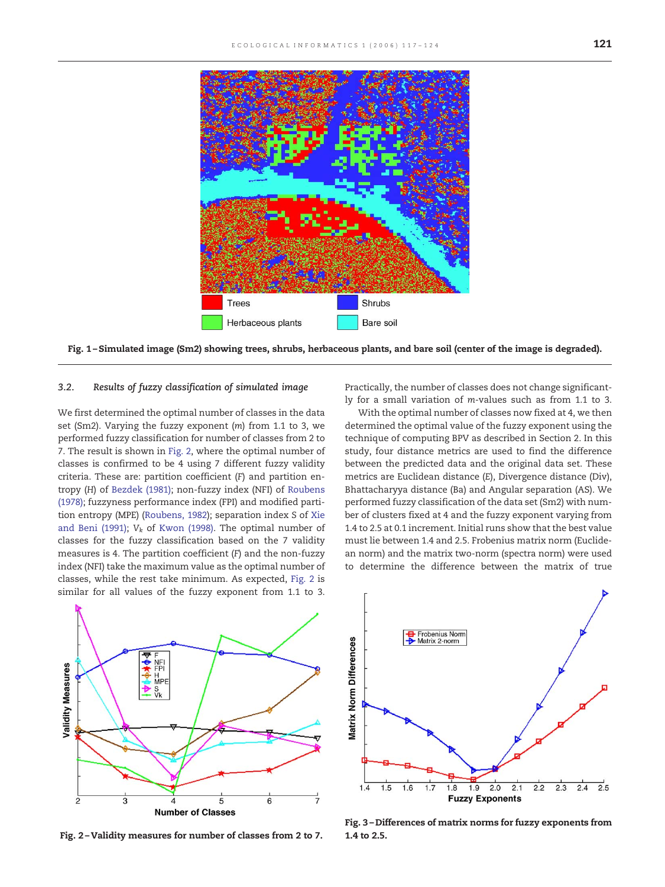Fig. 1 – Simulated image (Sm2) showing trees, shrubs, herbaceous plants, and bare soil (center of the image is degraded).

### 3.2. Results of fuzzy classification of simulated image

We first determined the optimal number of classes in the data set (Sm2). Varying the fuzzy exponent ($m$) from 1.1 to 3, we performed fuzzy classification for number of classes from 2 to 7. The result is shown in Fig. 2, where the optimal number of classes is confirmed to be 4 using 7 different fuzzy validity criteria. These are: partition coefficient ($F$) and partition entropy ($H$) of Bezdek (1981); non-fuzzy index (NFI) of Roubens (1978); fuzzyness performance index (FPI) and modified partition entropy (MPE) (Roubens, 1982); separation index $S$ of Xie and Beni (1991); $V_k$ of Kwon (1998). The optimal number of classes for the fuzzy classification based on the 7 validity measures is 4. The partition coefficient ($F$) and the non-fuzzy index (NFI) take the maximum value as the optimal number of classes, while the rest take minimum. As expected, Fig. 2 is similar for all values of the fuzzy exponent from 1.1 to 3. Practically, the number of classes does not change significantly for a small variation of $m$-values such as from 1.1 to 3.

With the optimal number of classes now fixed at 4, we then determined the optimal value of the fuzzy exponent using the technique of computing BPV as described in Section 2. In this study, four distance metrics are used to find the difference between the predicted data and the original data set. These metrics are Euclidean distance ($E$), Divergence distance (Div), Bhattacharyya distance (Ba) and Angular separation (AS). We performed fuzzy classification of the data set (Sm2) with number of clusters fixed at 4 and the fuzzy exponent varying from 1.4 to 2.5 at 0.1 increment. Initial runs show that the best value must lie between 1.4 and 2.5. Frobenius matrix norm (Euclidean norm) and the matrix two-norm (spectra norm) were used to determine the difference between the matrix of true

Fig. 2 – Validity measures for number of classes from 2 to 7.

Fig. 3 – Differences of matrix norms for fuzzy exponents from 1.4 to 2.5.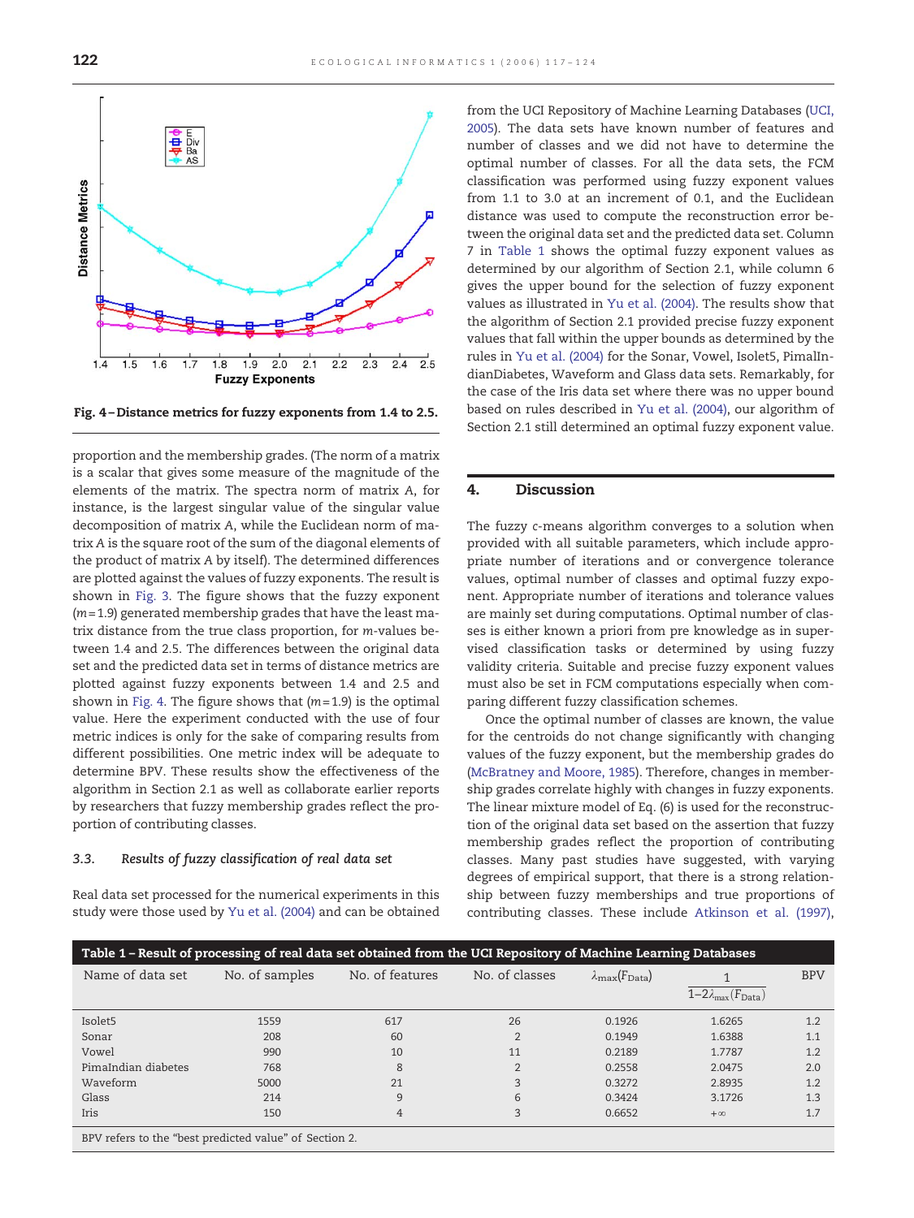Fig. 4 – Distance metrics for fuzzy exponents from 1.4 to 2.5.

proportion and the membership grades. (The norm of a matrix is a scalar that gives some measure of the magnitude of the elements of the matrix. The spectra norm of matrix A, for instance, is the largest singular value of the singular value decomposition of matrix A, while the Euclidean norm of matrix A is the square root of the sum of the diagonal elements of the product of matrix A by itself). The determined differences are plotted against the values of fuzzy exponents. The result is shown in Fig. 3. The figure shows that the fuzzy exponent ($m$=1.9) generated membership grades that have the least matrix distance from the true class proportion, for $m$-values between 1.4 and 2.5. The differences between the original data set and the predicted data set in terms of distance metrics are plotted against fuzzy exponents between 1.4 and 2.5 and shown in Fig. 4. The figure shows that ($m$=1.9) is the optimal value. Here the experiment conducted with the use of four metric indices is only for the sake of comparing results from different possibilities. One metric index will be adequate to determine BPV. These results show the effectiveness of the algorithm in Section 2.1 as well as collaborate earlier reports by researchers that fuzzy membership grades reflect the proportion of contributing classes.

### 3.3. Results of fuzzy classification of real data set

Real data set processed for the numerical experiments in this study were those used by Yu et al. (2004) and can be obtained from the UCI Repository of Machine Learning Databases (UCI, 2005). The data sets have known number of features and number of classes and we did not have to determine the optimal number of classes. For all the data sets, the FCM classification was performed using fuzzy exponent values from 1.1 to 3.0 at an increment of 0.1, and the Euclidean distance was used to compute the reconstruction error between the original data set and the predicted data set. Column 7 in Table 1 shows the optimal fuzzy exponent values as determined by our algorithm of Section 2.1, while column 6 gives the upper bound for the selection of fuzzy exponent values as illustrated in Yu et al. (2004). The results show that the algorithm of Section 2.1 provided precise fuzzy exponent values that fall within the upper bounds as determined by the rules in Yu et al. (2004) for the Sonar, Vowel, Isolet5, PimalIndianDiabetes, Waveform and Glass data sets. Remarkably, for the case of the Iris data set where there was no upper bound based on rules described in Yu et al. (2004), our algorithm of Section 2.1 still determined an optimal fuzzy exponent value.

## 4. Discussion

The fuzzy $c$-means algorithm converges to a solution when provided with all suitable parameters, which include appropriate number of iterations and or convergence tolerance values, optimal number of classes and optimal fuzzy exponent. Appropriate number of iterations and tolerance values are mainly set during computations. Optimal number of classes is either known a priori from pre knowledge as in supervised classification tasks or determined by using fuzzy validity criteria. Suitable and precise fuzzy exponent values must also be set in FCM computations especially when comparing different fuzzy classification schemes.

Once the optimal number of classes are known, the value for the centroids do not change significantly with changing values of the fuzzy exponent, but the membership grades do (McBratney and Moore, 1985). Therefore, changes in membership grades correlate highly with changes in fuzzy exponents. The linear mixture model of Eq. (6) is used for the reconstruction of the original data set based on the assertion that fuzzy membership grades reflect the proportion of contributing classes. Many past studies have suggested, with varying degrees of empirical support, that there is a strong relationship between fuzzy memberships and true proportions of contributing classes. These include Atkinson et al. (1997),

**Table 1 – Result of processing of real data set obtained from the UCI Repository of Machine Learning Databases**

| Name of data set | No. of samples | No. of features | No. of classes | $\lambda_{\max}(F_{\text{Data}})$ | $\dfrac{1}{1-2\lambda_{\max}(F_{\text{Data}})}$ | BPV |
|---|---|---|---|---|---|---|
| Isolet5 | 1559 | 617 | 26 | 0.1926 | 1.6265 | 1.2 |
| Sonar | 208 | 60 | 2 | 0.1949 | 1.6388 | 1.1 |
| Vowel | 990 | 10 | 11 | 0.2189 | 1.7787 | 1.2 |
| PimaIndian diabetes | 768 | 8 | 2 | 0.2558 | 2.0475 | 2.0 |
| Waveform | 5000 | 21 | 3 | 0.3272 | 2.8935 | 1.2 |
| Glass | 214 | 9 | 6 | 0.3424 | 3.1726 | 1.3 |
| Iris | 150 | 4 | 3 | 0.6652 | $+\infty$ | 1.7 |

BPV refers to the "best predicted value" of Section 2.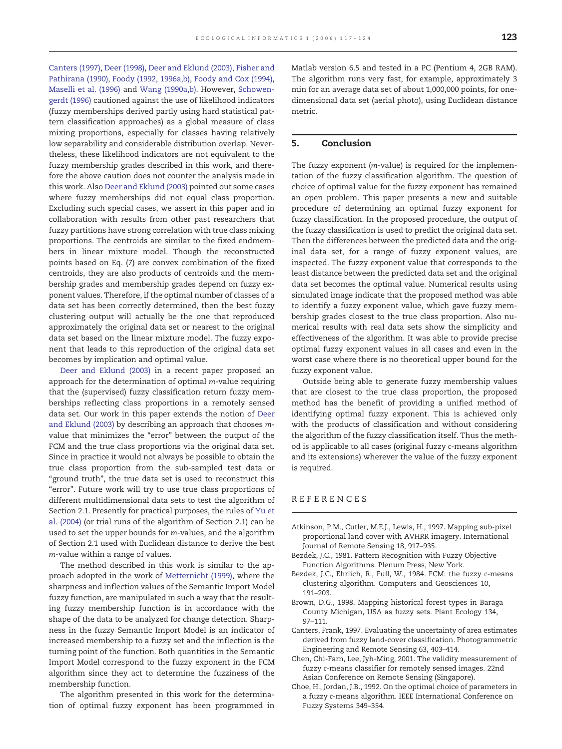Canters (1997), Deer (1998), Deer and Eklund (2003), Fisher and Pathirana (1990), Foody (1992, 1996a,b), Foody and Cox (1994), Maselli et al. (1996) and Wang (1990a,b). However, Schowengerdt (1996) cautioned against the use of likelihood indicators (fuzzy memberships derived partly using hard statistical pattern classification approaches) as a global measure of class mixing proportions, especially for classes having relatively low separability and considerable distribution overlap. Nevertheless, these likelihood indicators are not equivalent to the fuzzy membership grades described in this work, and therefore the above caution does not counter the analysis made in this work. Also Deer and Eklund (2003) pointed out some cases where fuzzy memberships did not equal class proportion. Excluding such special cases, we assert in this paper and in collaboration with results from other past researchers that fuzzy partitions have strong correlation with true class mixing proportions. The centroids are similar to the fixed endmembers in linear mixture model. Though the reconstructed points based on Eq. (7) are convex combination of the fixed centroids, they are also products of centroids and the membership grades and membership grades depend on fuzzy exponent values. Therefore, if the optimal number of classes of a data set has been correctly determined, then the best fuzzy clustering output will actually be the one that reproduced approximately the original data set or nearest to the original data set based on the linear mixture model. The fuzzy exponent that leads to this reproduction of the original data set becomes by implication and optimal value.

Deer and Eklund (2003) in a recent paper proposed an approach for the determination of optimal *m*-value requiring that the (supervised) fuzzy classification return fuzzy memberships reflecting class proportions in a remotely sensed data set. Our work in this paper extends the notion of Deer and Eklund (2003) by describing an approach that chooses *m*-value that minimizes the "error" between the output of the FCM and the true class proportions via the original data set. Since in practice it would not always be possible to obtain the true class proportion from the sub-sampled test data or "ground truth", the true data set is used to reconstruct this "error". Future work will try to use true class proportions of different multidimensional data sets to test the algorithm of Section 2.1. Presently for practical purposes, the rules of Yu et al. (2004) (or trial runs of the algorithm of Section 2.1) can be used to set the upper bounds for *m*-values, and the algorithm of Section 2.1 used with Euclidean distance to derive the best *m*-value within a range of values.

The method described in this work is similar to the approach adopted in the work of Metternicht (1999), where the sharpness and inflection values of the Semantic Import Model fuzzy function, are manipulated in such a way that the resulting fuzzy membership function is in accordance with the shape of the data to be analyzed for change detection. Sharpness in the fuzzy Semantic Import Model is an indicator of increased membership to a fuzzy set and the inflection is the turning point of the function. Both quantities in the Semantic Import Model correspond to the fuzzy exponent in the FCM algorithm since they act to determine the fuzziness of the membership function.

The algorithm presented in this work for the determination of optimal fuzzy exponent has been programmed in Matlab version 6.5 and tested in a PC (Pentium 4, 2GB RAM). The algorithm runs very fast, for example, approximately 3 min for an average data set of about 1,000,000 points, for one-dimensional data set (aerial photo), using Euclidean distance metric.

## 5. Conclusion

The fuzzy exponent (*m*-value) is required for the implementation of the fuzzy classification algorithm. The question of choice of optimal value for the fuzzy exponent has remained an open problem. This paper presents a new and suitable procedure of determining an optimal fuzzy exponent for fuzzy classification. In the proposed procedure, the output of the fuzzy classification is used to predict the original data set. Then the differences between the predicted data and the original data set, for a range of fuzzy exponent values, are inspected. The fuzzy exponent value that corresponds to the least distance between the predicted data set and the original data set becomes the optimal value. Numerical results using simulated image indicate that the proposed method was able to identify a fuzzy exponent value, which gave fuzzy membership grades closest to the true class proportion. Also numerical results with real data sets show the simplicity and effectiveness of the algorithm. It was able to provide precise optimal fuzzy exponent values in all cases and even in the worst case where there is no theoretical upper bound for the fuzzy exponent value.

Outside being able to generate fuzzy membership values that are closest to the true class proportion, the proposed method has the benefit of providing a unified method of identifying optimal fuzzy exponent. This is achieved only with the products of classification and without considering the algorithm of the fuzzy classification itself. Thus the method is applicable to all cases (original fuzzy *c*-means algorithm and its extensions) wherever the value of the fuzzy exponent is required.

## REFERENCES

Atkinson, P.M., Cutler, M.E.J., Lewis, H., 1997. Mapping sub-pixel proportional land cover with AVHRR imagery. International Journal of Remote Sensing 18, 917–935.

Bezdek, J.C., 1981. Pattern Recognition with Fuzzy Objective Function Algorithms. Plenum Press, New York.

Bezdek, J.C., Ehrlich, R., Full, W., 1984. FCM: the fuzzy *c*-means clustering algorithm. Computers and Geosciences 10, 191–203.

Brown, D.G., 1998. Mapping historical forest types in Baraga County Michigan, USA as fuzzy sets. Plant Ecology 134, 97–111.

Canters, Frank, 1997. Evaluating the uncertainty of area estimates derived from fuzzy land-cover classification. Photogrammetric Engineering and Remote Sensing 63, 403–414.

Chen, Chi-Farn, Lee, Jyh-Ming, 2001. The validity measurement of fuzzy *c*-means classifier for remotely sensed images. 22nd Asian Conference on Remote Sensing (Singapore).

Choe, H., Jordan, J.B., 1992. On the optimal choice of parameters in a fuzzy *c*-means algorithm. IEEE International Conference on Fuzzy Systems 349–354.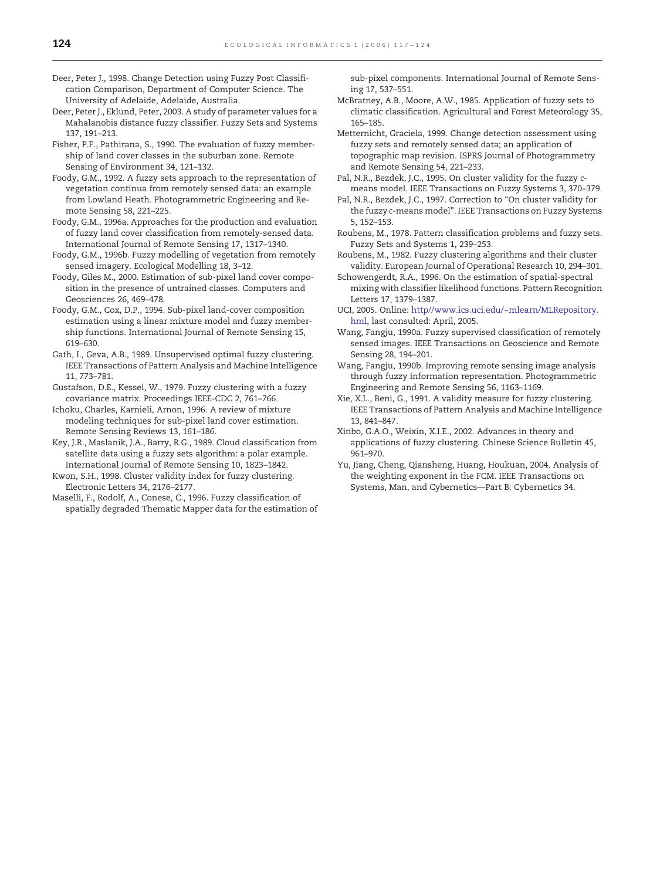Deer, Peter J., 1998. Change Detection using Fuzzy Post Classification Comparison, Department of Computer Science. The University of Adelaide, Adelaide, Australia.

Deer, Peter J., Eklund, Peter, 2003. A study of parameter values for a Mahalanobis distance fuzzy classifier. Fuzzy Sets and Systems 137, 191–213.

Fisher, P.F., Pathirana, S., 1990. The evaluation of fuzzy membership of land cover classes in the suburban zone. Remote Sensing of Environment 34, 121–132.

Foody, G.M., 1992. A fuzzy sets approach to the representation of vegetation continua from remotely sensed data: an example from Lowland Heath. Photogrammetric Engineering and Remote Sensing 58, 221–225.

Foody, G.M., 1996a. Approaches for the production and evaluation of fuzzy land cover classification from remotely-sensed data. International Journal of Remote Sensing 17, 1317–1340.

Foody, G.M., 1996b. Fuzzy modelling of vegetation from remotely sensed imagery. Ecological Modelling 18, 3–12.

Foody, Giles M., 2000. Estimation of sub-pixel land cover composition in the presence of untrained classes. Computers and Geosciences 26, 469–478.

Foody, G.M., Cox, D.P., 1994. Sub-pixel land-cover composition estimation using a linear mixture model and fuzzy membership functions. International Journal of Remote Sensing 15, 619–630.

Gath, I., Geva, A.B., 1989. Unsupervised optimal fuzzy clustering. IEEE Transactions of Pattern Analysis and Machine Intelligence 11, 773–781.

Gustafson, D.E., Kessel, W., 1979. Fuzzy clustering with a fuzzy covariance matrix. Proceedings IEEE-CDC 2, 761–766.

Ichoku, Charles, Karnieli, Arnon, 1996. A review of mixture modeling techniques for sub-pixel land cover estimation. Remote Sensing Reviews 13, 161–186.

Key, J.R., Maslanik, J.A., Barry, R.G., 1989. Cloud classification from satellite data using a fuzzy sets algorithm: a polar example. International Journal of Remote Sensing 10, 1823–1842.

Kwon, S.H., 1998. Cluster validity index for fuzzy clustering. Electronic Letters 34, 2176–2177.

Maselli, F., Rodolf, A., Conese, C., 1996. Fuzzy classification of spatially degraded Thematic Mapper data for the estimation of sub-pixel components. International Journal of Remote Sensing 17, 537–551.

McBratney, A.B., Moore, A.W., 1985. Application of fuzzy sets to climatic classification. Agricultural and Forest Meteorology 35, 165–185.

Metternicht, Graciela, 1999. Change detection assessment using fuzzy sets and remotely sensed data; an application of topographic map revision. ISPRS Journal of Photogrammetry and Remote Sensing 54, 221–233.

Pal, N.R., Bezdek, J.C., 1995. On cluster validity for the fuzzy *c*-means model. IEEE Transactions on Fuzzy Systems 3, 370–379.

Pal, N.R., Bezdek, J.C., 1997. Correction to "On cluster validity for the fuzzy *c*-means model". IEEE Transactions on Fuzzy Systems 5, 152–153.

Roubens, M., 1978. Pattern classification problems and fuzzy sets. Fuzzy Sets and Systems 1, 239–253.

Roubens, M., 1982. Fuzzy clustering algorithms and their cluster validity. European Journal of Operational Research 10, 294–301.

Schowengerdt, R.A., 1996. On the estimation of spatial-spectral mixing with classifier likelihood functions. Pattern Recognition Letters 17, 1379–1387.

UCI, 2005. Online: http//www.ics.uci.edu/~mlearn/MLRepository.hml, last consulted: April, 2005.

Wang, Fangju, 1990a. Fuzzy supervised classification of remotely sensed images. IEEE Transactions on Geoscience and Remote Sensing 28, 194–201.

Wang, Fangju, 1990b. Improving remote sensing image analysis through fuzzy information representation. Photogrammetric Engineering and Remote Sensing 56, 1163–1169.

Xie, X.L., Beni, G., 1991. A validity measure for fuzzy clustering. IEEE Transactions of Pattern Analysis and Machine Intelligence 13, 841–847.

Xinbo, G.A.O., Weixin, X.I.E., 2002. Advances in theory and applications of fuzzy clustering. Chinese Science Bulletin 45, 961–970.

Yu, Jiang, Cheng, Qiansheng, Huang, Houkuan, 2004. Analysis of the weighting exponent in the FCM. IEEE Transactions on Systems, Man, and Cybernetics—Part B: Cybernetics 34.